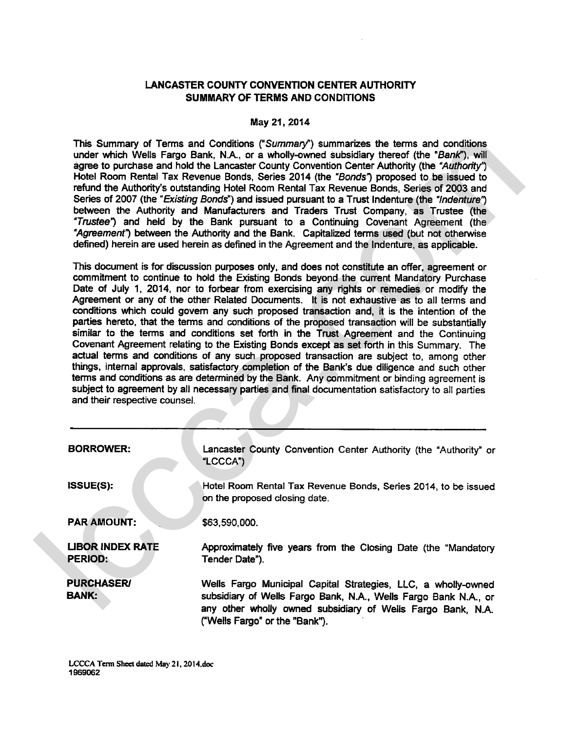# LANCASTER COUNTY CONVENTION CENTER AUTHORITY
## SUMMARY OF TERMS AND CONDITIONS

**May 21, 2014**

This Summary of Terms and Conditions ("*Summary*") summarizes the terms and conditions under which Wells Fargo Bank, N.A., or a wholly-owned subsidiary thereof (the "*Bank*"), will agree to purchase and hold the Lancaster County Convention Center Authority (the "*Authority*") Hotel Room Rental Tax Revenue Bonds, Series 2014 (the "*Bonds*") proposed to be issued to refund the Authority's outstanding Hotel Room Rental Tax Revenue Bonds, Series of 2003 and Series of 2007 (the "*Existing Bonds*") and issued pursuant to a Trust Indenture (the "*Indenture*") between the Authority and Manufacturers and Traders Trust Company, as Trustee (the "*Trustee*") and held by the Bank pursuant to a Continuing Covenant Agreement (the "*Agreement*") between the Authority and the Bank. Capitalized terms used (but not otherwise defined) herein are used herein as defined in the Agreement and the Indenture, as applicable.

This document is for discussion purposes only, and does not constitute an offer, agreement or commitment to continue to hold the Existing Bonds beyond the current Mandatory Purchase Date of July 1, 2014, nor to forbear from exercising any rights or remedies or modify the Agreement or any of the other Related Documents. It is not exhaustive as to all terms and conditions which could govern any such proposed transaction and, it is the intention of the parties hereto, that the terms and conditions of the proposed transaction will be substantially similar to the terms and conditions set forth in the Trust Agreement and the Continuing Covenant Agreement relating to the Existing Bonds except as set forth in this Summary. The actual terms and conditions of any such proposed transaction are subject to, among other things, internal approvals, satisfactory completion of the Bank's due diligence and such other terms and conditions as are determined by the Bank. Any commitment or binding agreement is subject to agreement by all necessary parties and final documentation satisfactory to all parties and their respective counsel.

---

**BORROWER:** Lancaster County Convention Center Authority (the "Authority" or "LCCCA")

**ISSUE(S):** Hotel Room Rental Tax Revenue Bonds, Series 2014, to be issued on the proposed closing date.

**PAR AMOUNT:** $63,590,000.

**LIBOR INDEX RATE PERIOD:** Approximately five years from the Closing Date (the "Mandatory Tender Date").

**PURCHASER/ BANK:** Wells Fargo Municipal Capital Strategies, LLC, a wholly-owned subsidiary of Wells Fargo Bank, N.A., Wells Fargo Bank N.A., or any other wholly owned subsidiary of Wells Fargo Bank, N.A. ("Wells Fargo" or the "Bank").

LCCCA Term Sheet dated May 21, 2014.doc
1969062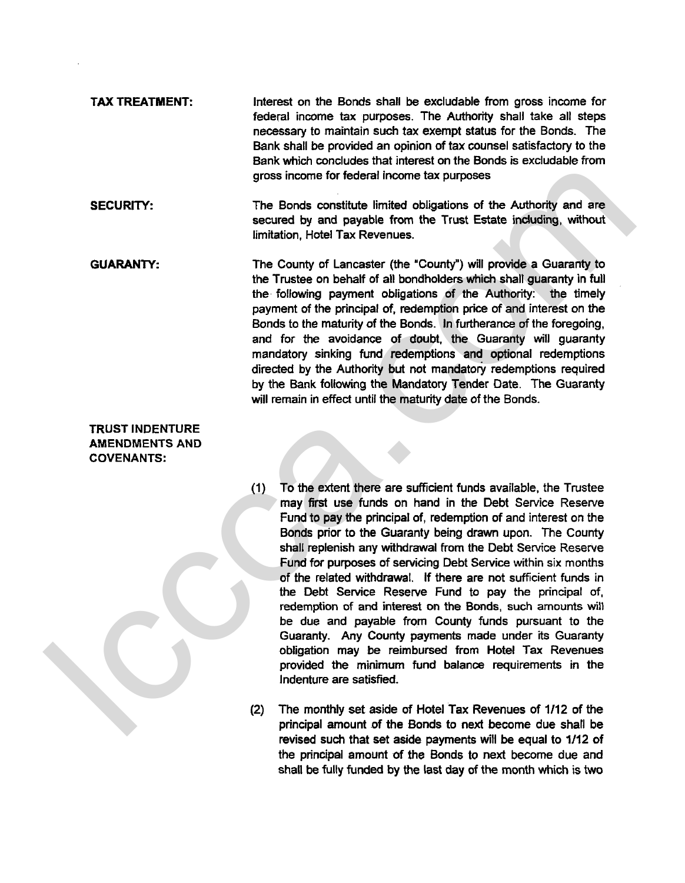**TAX TREATMENT:** Interest on the Bonds shall be excludable from gross income for federal income tax purposes. The Authority shall take all steps necessary to maintain such tax exempt status for the Bonds. The Bank shall be provided an opinion of tax counsel satisfactory to the Bank which concludes that interest on the Bonds is excludable from gross income for federal income tax purposes

**SECURITY:** The Bonds constitute limited obligations of the Authority and are secured by and payable from the Trust Estate including, without limitation, Hotel Tax Revenues.

**GUARANTY:** The County of Lancaster (the "County") will provide a Guaranty to the Trustee on behalf of all bondholders which shall guaranty in full the following payment obligations of the Authority: the timely payment of the principal of, redemption price of and interest on the Bonds to the maturity of the Bonds. In furtherance of the foregoing, and for the avoidance of doubt, the Guaranty will guaranty mandatory sinking fund redemptions and optional redemptions directed by the Authority but not mandatory redemptions required by the Bank following the Mandatory Tender Date. The Guaranty will remain in effect until the maturity date of the Bonds.

**TRUST INDENTURE AMENDMENTS AND COVENANTS:**

(1) To the extent there are sufficient funds available, the Trustee may first use funds on hand in the Debt Service Reserve Fund to pay the principal of, redemption of and interest on the Bonds prior to the Guaranty being drawn upon. The County shall replenish any withdrawal from the Debt Service Reserve Fund for purposes of servicing Debt Service within six months of the related withdrawal. If there are not sufficient funds in the Debt Service Reserve Fund to pay the principal of, redemption of and interest on the Bonds, such amounts will be due and payable from County funds pursuant to the Guaranty. Any County payments made under its Guaranty obligation may be reimbursed from Hotel Tax Revenues provided the minimum fund balance requirements in the Indenture are satisfied.

(2) The monthly set aside of Hotel Tax Revenues of 1/12 of the principal amount of the Bonds to next become due shall be revised such that set aside payments will be equal to 1/12 of the principal amount of the Bonds to next become due and shall be fully funded by the last day of the month which is two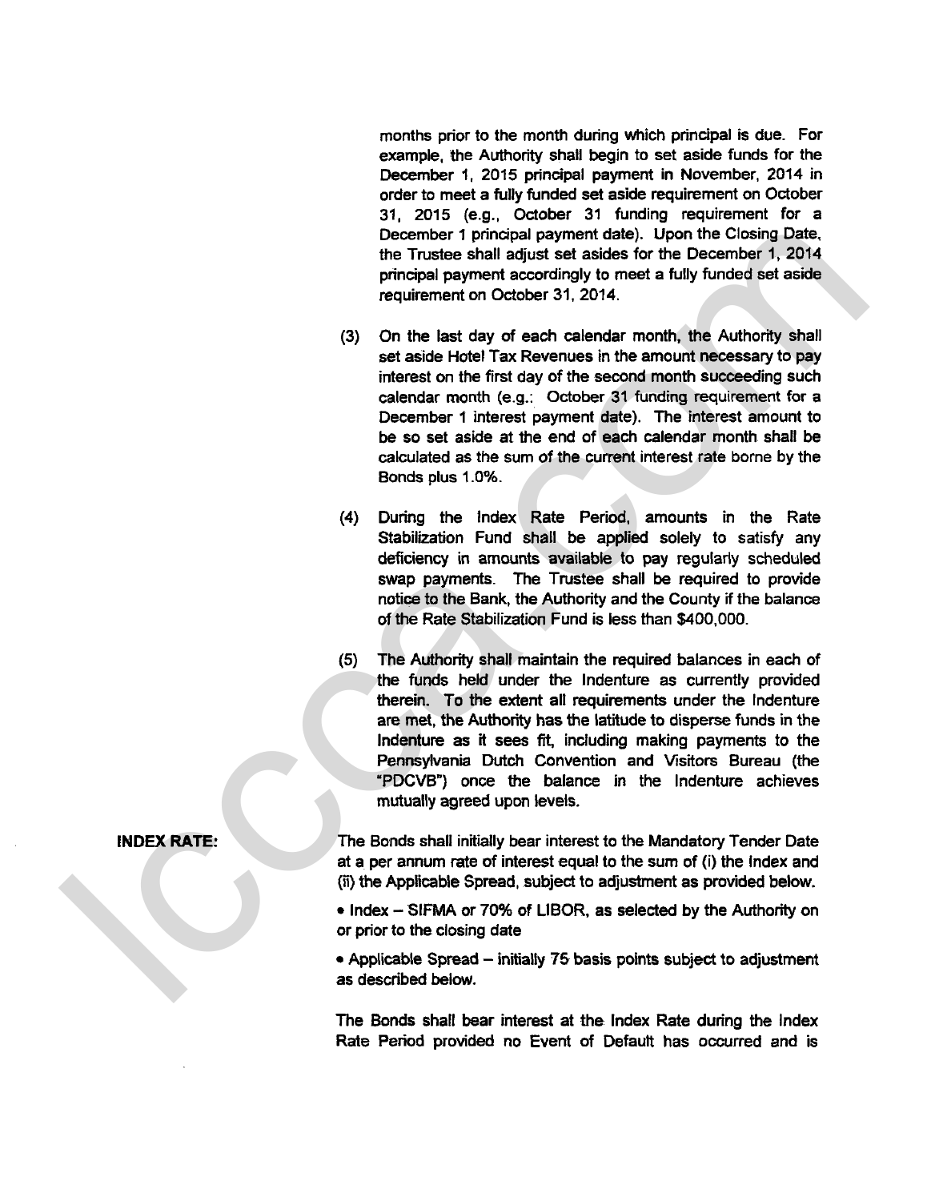months prior to the month during which principal is due. For example, the Authority shall begin to set aside funds for the December 1, 2015 principal payment in November, 2014 in order to meet a fully funded set aside requirement on October 31, 2015 (e.g., October 31 funding requirement for a December 1 principal payment date). Upon the Closing Date, the Trustee shall adjust set asides for the December 1, 2014 principal payment accordingly to meet a fully funded set aside requirement on October 31, 2014.

(3) On the last day of each calendar month, the Authority shall set aside Hotel Tax Revenues in the amount necessary to pay interest on the first day of the second month succeeding such calendar month (e.g.: October 31 funding requirement for a December 1 interest payment date). The interest amount to be so set aside at the end of each calendar month shall be calculated as the sum of the current interest rate borne by the Bonds plus 1.0%.

(4) During the Index Rate Period, amounts in the Rate Stabilization Fund shall be applied solely to satisfy any deficiency in amounts available to pay regularly scheduled swap payments. The Trustee shall be required to provide notice to the Bank, the Authority and the County if the balance of the Rate Stabilization Fund is less than $400,000.

(5) The Authority shall maintain the required balances in each of the funds held under the Indenture as currently provided therein. To the extent all requirements under the Indenture are met, the Authority has the latitude to disperse funds in the Indenture as it sees fit, including making payments to the Pennsylvania Dutch Convention and Visitors Bureau (the "PDCVB") once the balance in the Indenture achieves mutually agreed upon levels.

**INDEX RATE:**

The Bonds shall initially bear interest to the Mandatory Tender Date at a per annum rate of interest equal to the sum of (i) the Index and (ii) the Applicable Spread, subject to adjustment as provided below.

- Index – SIFMA or 70% of LIBOR, as selected by the Authority on or prior to the closing date
- Applicable Spread – initially 75 basis points subject to adjustment as described below.

The Bonds shall bear interest at the Index Rate during the Index Rate Period provided no Event of Default has occurred and is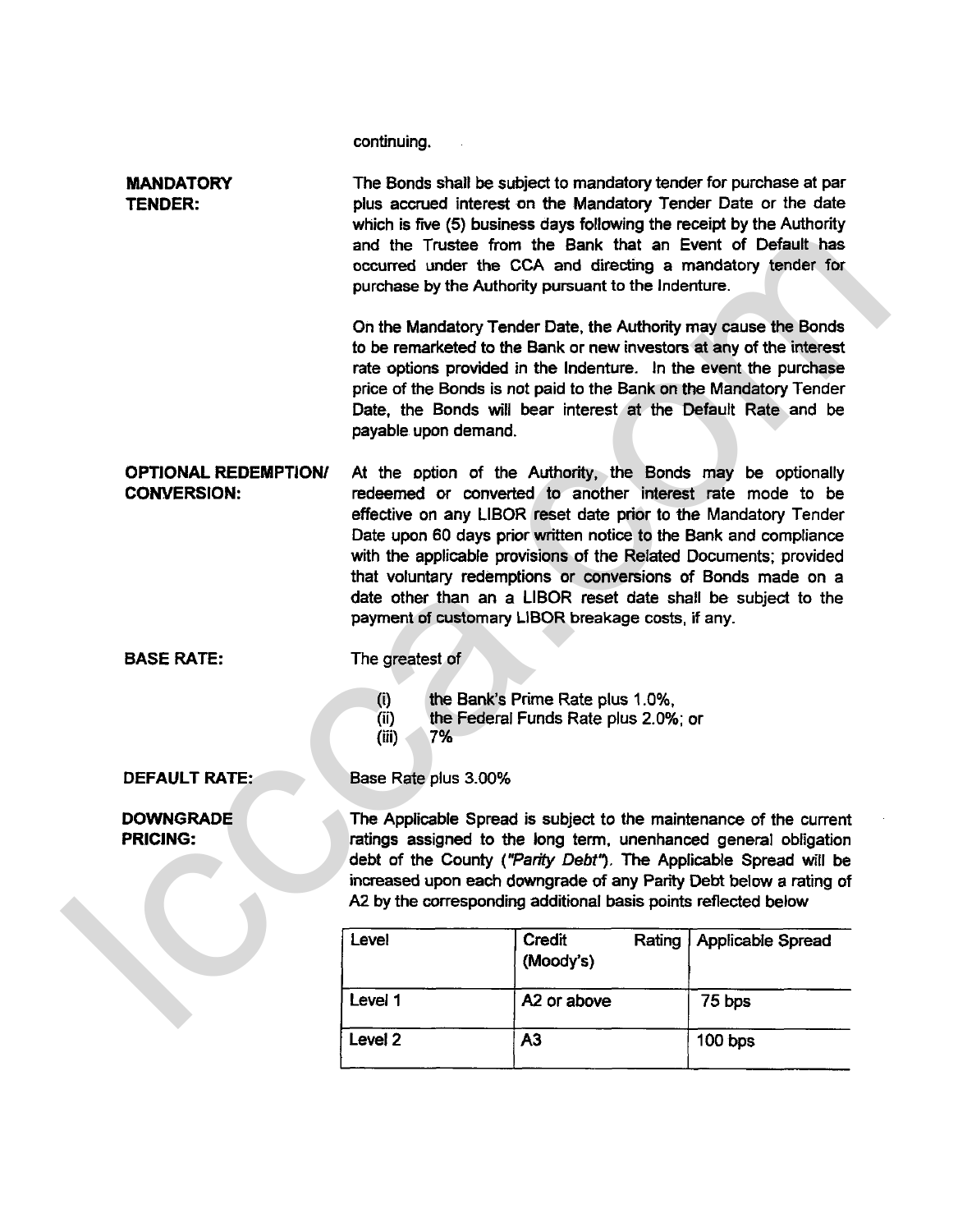continuing.

**MANDATORY TENDER:**

The Bonds shall be subject to mandatory tender for purchase at par plus accrued interest on the Mandatory Tender Date or the date which is five (5) business days following the receipt by the Authority and the Trustee from the Bank that an Event of Default has occurred under the CCA and directing a mandatory tender for purchase by the Authority pursuant to the Indenture.

On the Mandatory Tender Date, the Authority may cause the Bonds to be remarketed to the Bank or new investors at any of the interest rate options provided in the Indenture. In the event the purchase price of the Bonds is not paid to the Bank on the Mandatory Tender Date, the Bonds will bear interest at the Default Rate and be payable upon demand.

**OPTIONAL REDEMPTION/ CONVERSION:**

At the option of the Authority, the Bonds may be optionally redeemed or converted to another interest rate mode to be effective on any LIBOR reset date prior to the Mandatory Tender Date upon 60 days prior written notice to the Bank and compliance with the applicable provisions of the Related Documents; provided that voluntary redemptions or conversions of Bonds made on a date other than an a LIBOR reset date shall be subject to the payment of customary LIBOR breakage costs, if any.

**BASE RATE:**

The greatest of

(i) the Bank's Prime Rate plus 1.0%,
(ii) the Federal Funds Rate plus 2.0%; or
(iii) 7%

**DEFAULT RATE:**

Base Rate plus 3.00%

**DOWNGRADE PRICING:**

The Applicable Spread is subject to the maintenance of the current ratings assigned to the long term, unenhanced general obligation debt of the County (*"Parity Debt"*). The Applicable Spread will be increased upon each downgrade of any Parity Debt below a rating of A2 by the corresponding additional basis points reflected below

| Level | Credit Rating (Moody's) | Applicable Spread |
|---|---|---|
| Level 1 | A2 or above | 75 bps |
| Level 2 | A3 | 100 bps |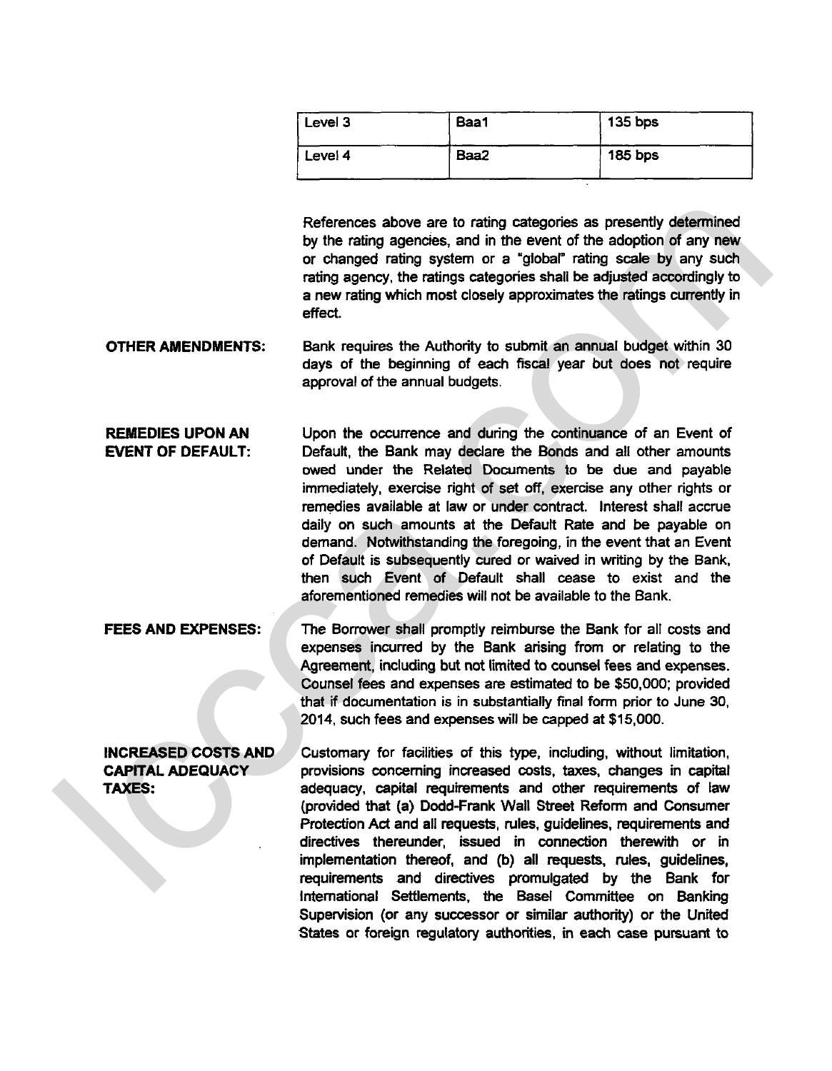| Level 3 | Baa1 | 135 bps |
| --- | --- | --- |
| Level 4 | Baa2 | 185 bps |

References above are to rating categories as presently determined by the rating agencies, and in the event of the adoption of any new or changed rating system or a "global" rating scale by any such rating agency, the ratings categories shall be adjusted accordingly to a new rating which most closely approximates the ratings currently in effect.

**OTHER AMENDMENTS:** Bank requires the Authority to submit an annual budget within 30 days of the beginning of each fiscal year but does not require approval of the annual budgets.

**REMEDIES UPON AN EVENT OF DEFAULT:** Upon the occurrence and during the continuance of an Event of Default, the Bank may declare the Bonds and all other amounts owed under the Related Documents to be due and payable immediately, exercise right of set off, exercise any other rights or remedies available at law or under contract. Interest shall accrue daily on such amounts at the Default Rate and be payable on demand. Notwithstanding the foregoing, in the event that an Event of Default is subsequently cured or waived in writing by the Bank, then such Event of Default shall cease to exist and the aforementioned remedies will not be available to the Bank.

**FEES AND EXPENSES:** The Borrower shall promptly reimburse the Bank for all costs and expenses incurred by the Bank arising from or relating to the Agreement, including but not limited to counsel fees and expenses. Counsel fees and expenses are estimated to be $50,000; provided that if documentation is in substantially final form prior to June 30, 2014, such fees and expenses will be capped at $15,000.

**INCREASED COSTS AND CAPITAL ADEQUACY TAXES:** Customary for facilities of this type, including, without limitation, provisions concerning increased costs, taxes, changes in capital adequacy, capital requirements and other requirements of law (provided that (a) Dodd-Frank Wall Street Reform and Consumer Protection Act and all requests, rules, guidelines, requirements and directives thereunder, issued in connection therewith or in implementation thereof, and (b) all requests, rules, guidelines, requirements and directives promulgated by the Bank for International Settlements, the Basel Committee on Banking Supervision (or any successor or similar authority) or the United States or foreign regulatory authorities, in each case pursuant to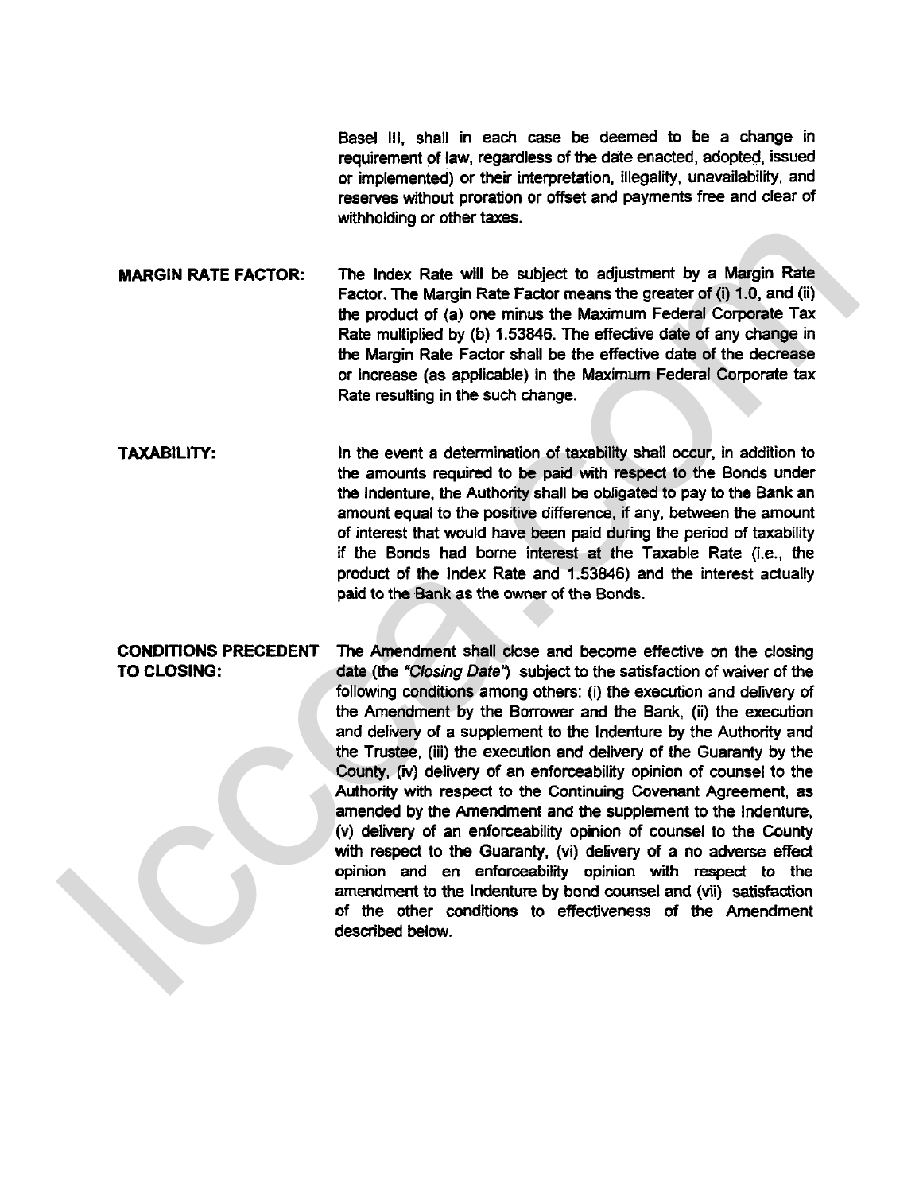Basel III, shall in each case be deemed to be a change in requirement of law, regardless of the date enacted, adopted, issued or implemented) or their interpretation, illegality, unavailability, and reserves without proration or offset and payments free and clear of withholding or other taxes.

**MARGIN RATE FACTOR:** The Index Rate will be subject to adjustment by a Margin Rate Factor. The Margin Rate Factor means the greater of (i) 1.0, and (ii) the product of (a) one minus the Maximum Federal Corporate Tax Rate multiplied by (b) 1.53846. The effective date of any change in the Margin Rate Factor shall be the effective date of the decrease or increase (as applicable) in the Maximum Federal Corporate tax Rate resulting in the such change.

**TAXABILITY:** In the event a determination of taxability shall occur, in addition to the amounts required to be paid with respect to the Bonds under the Indenture, the Authority shall be obligated to pay to the Bank an amount equal to the positive difference, if any, between the amount of interest that would have been paid during the period of taxability if the Bonds had borne interest at the Taxable Rate (i.e., the product of the Index Rate and 1.53846) and the interest actually paid to the Bank as the owner of the Bonds.

**CONDITIONS PRECEDENT TO CLOSING:** The Amendment shall close and become effective on the closing date (the *"Closing Date"*) subject to the satisfaction of waiver of the following conditions among others: (i) the execution and delivery of the Amendment by the Borrower and the Bank, (ii) the execution and delivery of a supplement to the Indenture by the Authority and the Trustee, (iii) the execution and delivery of the Guaranty by the County, (iv) delivery of an enforceability opinion of counsel to the Authority with respect to the Continuing Covenant Agreement, as amended by the Amendment and the supplement to the Indenture, (v) delivery of an enforceability opinion of counsel to the County with respect to the Guaranty, (vi) delivery of a no adverse effect opinion and en enforceability opinion with respect to the amendment to the Indenture by bond counsel and (vii) satisfaction of the other conditions to effectiveness of the Amendment described below.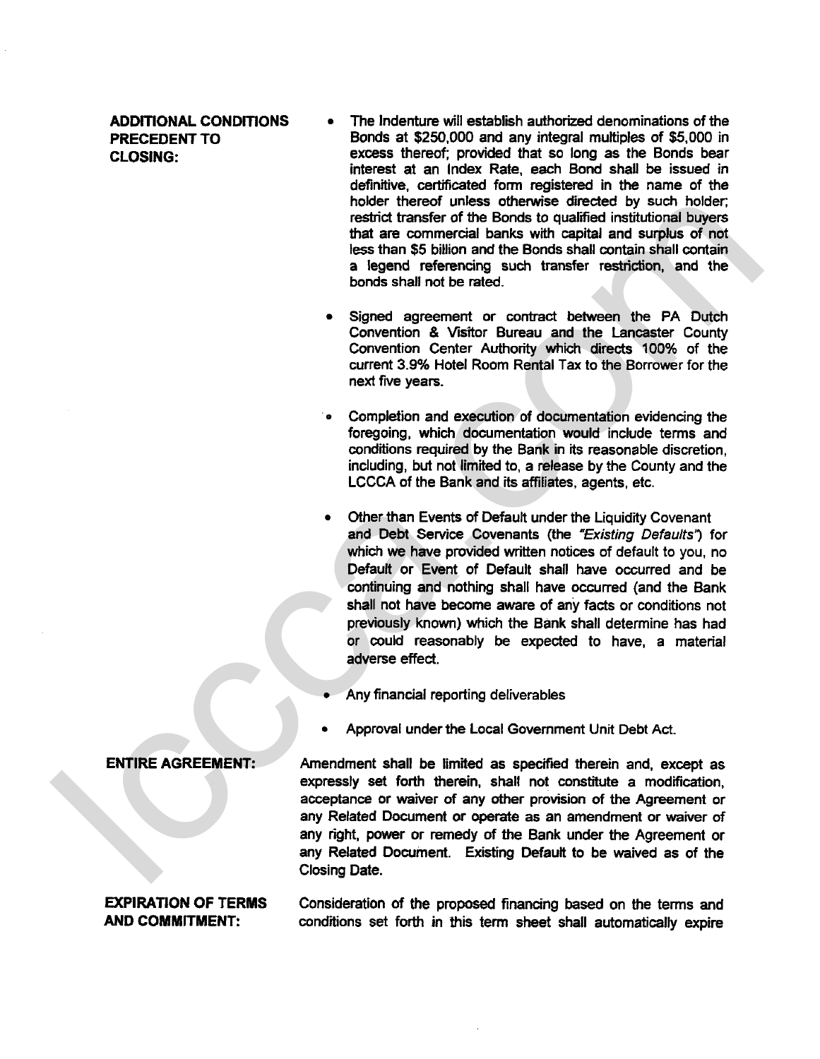**ADDITIONAL CONDITIONS PRECEDENT TO CLOSING:**

- The Indenture will establish authorized denominations of the Bonds at $250,000 and any integral multiples of $5,000 in excess thereof; provided that so long as the Bonds bear interest at an Index Rate, each Bond shall be issued in definitive, certificated form registered in the name of the holder thereof unless otherwise directed by such holder; restrict transfer of the Bonds to qualified institutional buyers that are commercial banks with capital and surplus of not less than $5 billion and the Bonds shall contain shall contain a legend referencing such transfer restriction, and the bonds shall not be rated.

- Signed agreement or contract between the PA Dutch Convention & Visitor Bureau and the Lancaster County Convention Center Authority which directs 100% of the current 3.9% Hotel Room Rental Tax to the Borrower for the next five years.

- Completion and execution of documentation evidencing the foregoing, which documentation would include terms and conditions required by the Bank in its reasonable discretion, including, but not limited to, a release by the County and the LCCCA of the Bank and its affiliates, agents, etc.

- Other than Events of Default under the Liquidity Covenant and Debt Service Covenants (the *"Existing Defaults"*) for which we have provided written notices of default to you, no Default or Event of Default shall have occurred and be continuing and nothing shall have occurred (and the Bank shall not have become aware of any facts or conditions not previously known) which the Bank shall determine has had or could reasonably be expected to have, a material adverse effect.

- Any financial reporting deliverables

- Approval under the Local Government Unit Debt Act.

**ENTIRE AGREEMENT:**

Amendment shall be limited as specified therein and, except as expressly set forth therein, shall not constitute a modification, acceptance or waiver of any other provision of the Agreement or any Related Document or operate as an amendment or waiver of any right, power or remedy of the Bank under the Agreement or any Related Document. Existing Default to be waived as of the Closing Date.

**EXPIRATION OF TERMS AND COMMITMENT:**

Consideration of the proposed financing based on the terms and conditions set forth in this term sheet shall automatically expire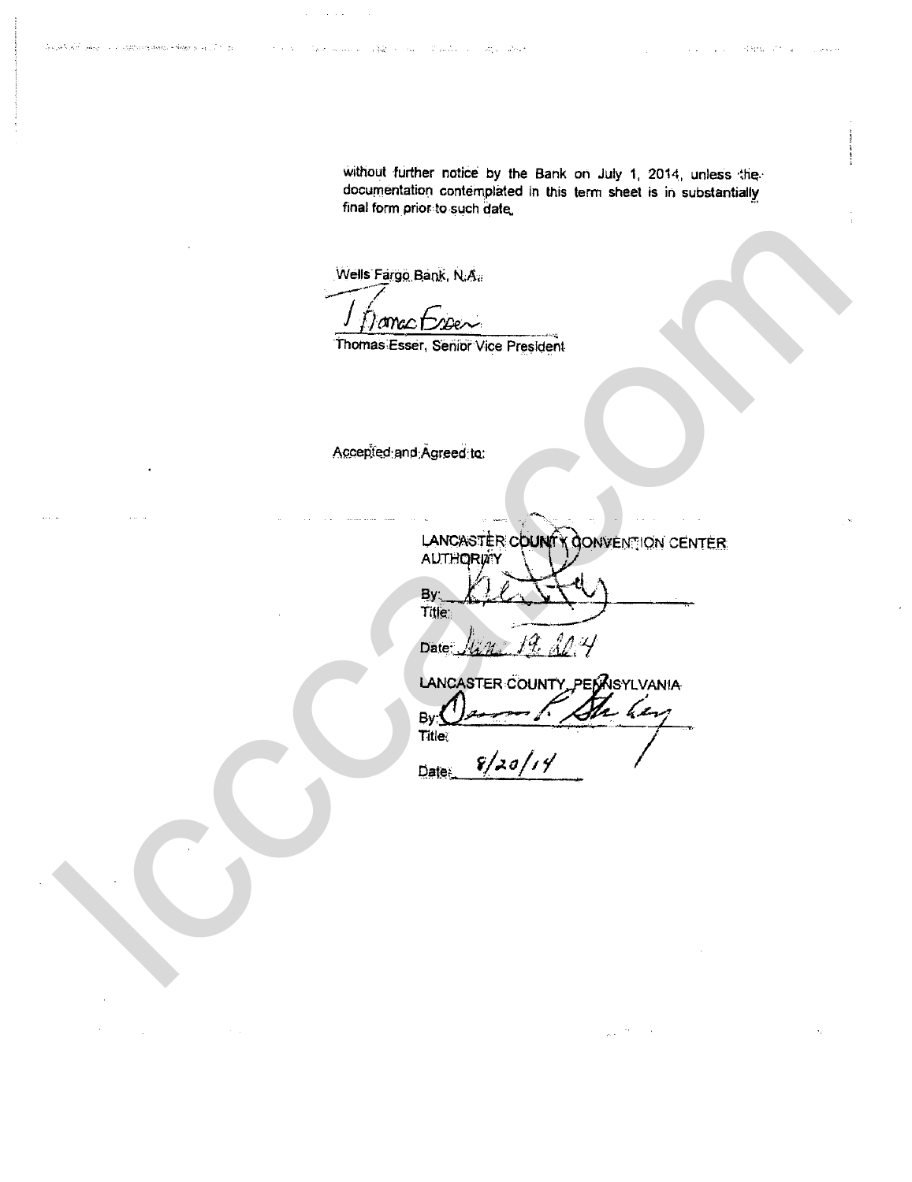without further notice by the Bank on July 1, 2014, unless the documentation contemplated in this term sheet is in substantially final form prior to such date.

Wells Fargo Bank, N.A.

Thomas Esser

Thomas Esser, Senior Vice President

Accepted and Agreed to:

LANCASTER COUNTY CONVENTION CENTER AUTHORITY

By: ______________________

Title:

Date: June 19, 2014

LANCASTER COUNTY, PENNSYLVANIA

By: ______________________

Title:

Date: 8/20/14